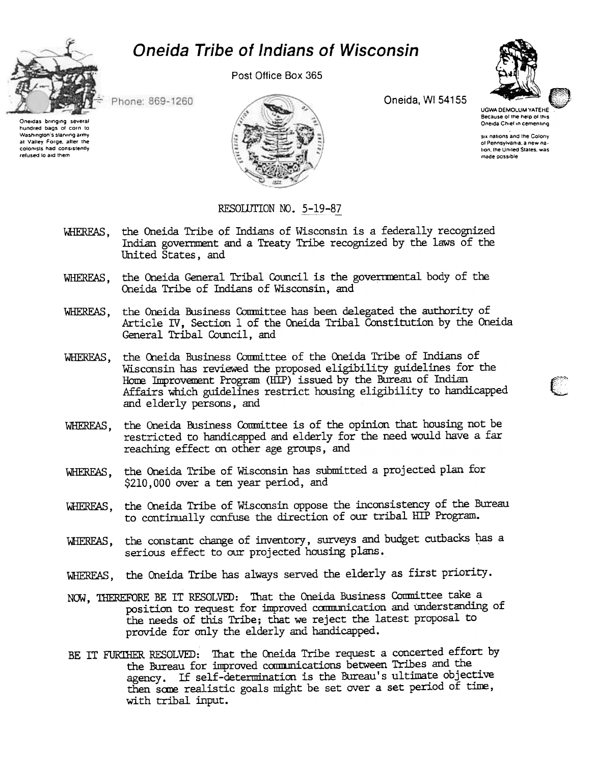# Oneida Tribe of Indians of Wisconsin

Post Office Box 365

Phone: 869-1260

Oneida, WI 54155

Oneidas bringing several hundred bags of corn to Washington's starving army at Valley Forge, after the colonists had consistently refused to aid them

UGWA DEMOLUM YATEHE
Because of the help of this Oneida Chief in cementing six nations and the Colony of Pennsylvania, a new nation, the United States, was made possible

RESOLUTION NO. 5-19-87

WHEREAS, the Oneida Tribe of Indians of Wisconsin is a federally recognized Indian government and a Treaty Tribe recognized by the laws of the United States, and

WHEREAS, the Oneida General Tribal Council is the governmental body of the Oneida Tribe of Indians of Wisconsin, and

WHEREAS, the Oneida Business Committee has been delegated the authority of Article IV, Section 1 of the Oneida Tribal Constitution by the Oneida General Tribal Council, and

WHEREAS, the Oneida Business Committee of the Oneida Tribe of Indians of Wisconsin has reviewed the proposed eligibility guidelines for the Home Improvement Program (HIP) issued by the Bureau of Indian Affairs which guidelines restrict housing eligibility to handicapped and elderly persons, and

WHEREAS, the Oneida Business Committee is of the opinion that housing not be restricted to handicapped and elderly for the need would have a far reaching effect on other age groups, and

WHEREAS, the Oneida Tribe of Wisconsin has submitted a projected plan for $210,000 over a ten year period, and

WHEREAS, the Oneida Tribe of Wisconsin oppose the inconsistency of the Bureau to continually confuse the direction of our tribal HIP Program.

WHEREAS, the constant change of inventory, surveys and budget cutbacks has a serious effect to our projected housing plans.

WHEREAS, the Oneida Tribe has always served the elderly as first priority.

NOW, THEREFORE BE IT RESOLVED: That the Oneida Business Committee take a position to request for improved communication and understanding of the needs of this Tribe; that we reject the latest proposal to provide for only the elderly and handicapped.

BE IT FURTHER RESOLVED: That the Oneida Tribe request a concerted effort by the Bureau for improved communications between Tribes and the agency. If self-determination is the Bureau's ultimate objective then some realistic goals might be set over a set period of time, with tribal input.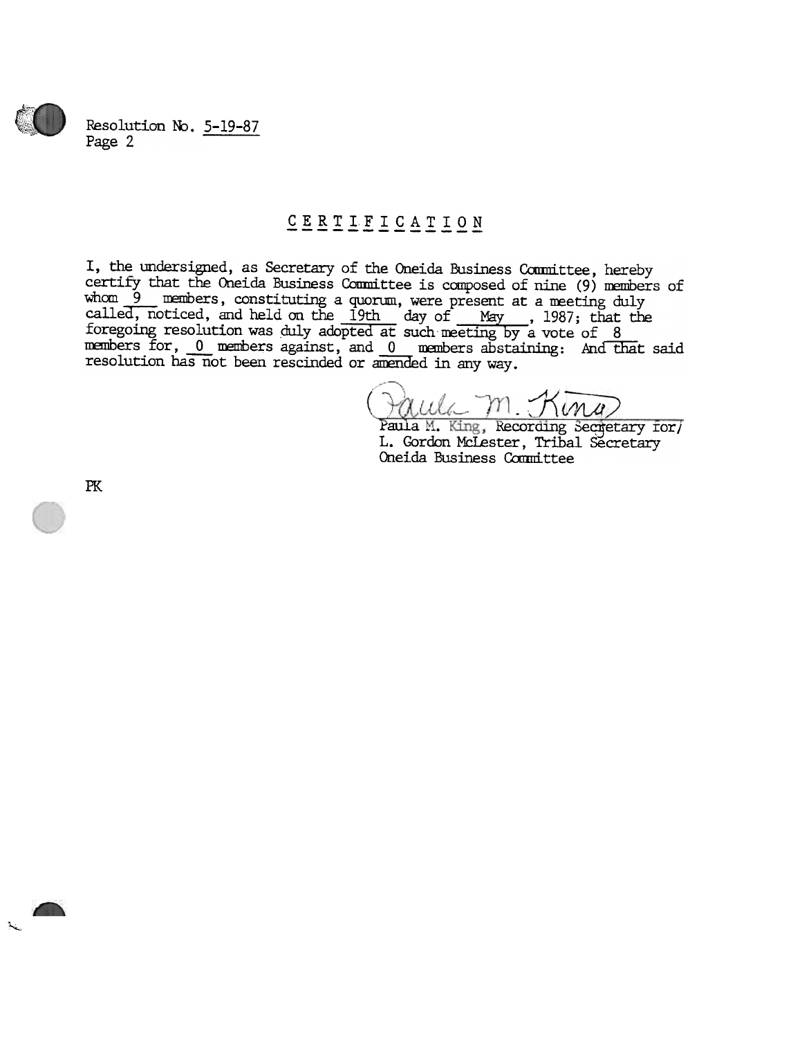Resolution No. 5-19-87
Page 2

## CERTIFICATION

I, the undersigned, as Secretary of the Oneida Business Committee, hereby certify that the Oneida Business Committee is composed of nine (9) members of whom 9 members, constituting a quorum, were present at a meeting duly called, noticed, and held on the 19th day of May, 1987; that the foregoing resolution was duly adopted at such meeting by a vote of 8 members for, 0 members against, and 0 members abstaining: And that said resolution has not been rescinded or amended in any way.

Paula M. King
Paula M. King, Recording Secretary for/
L. Gordon McLester, Tribal Secretary
Oneida Business Committee

PK